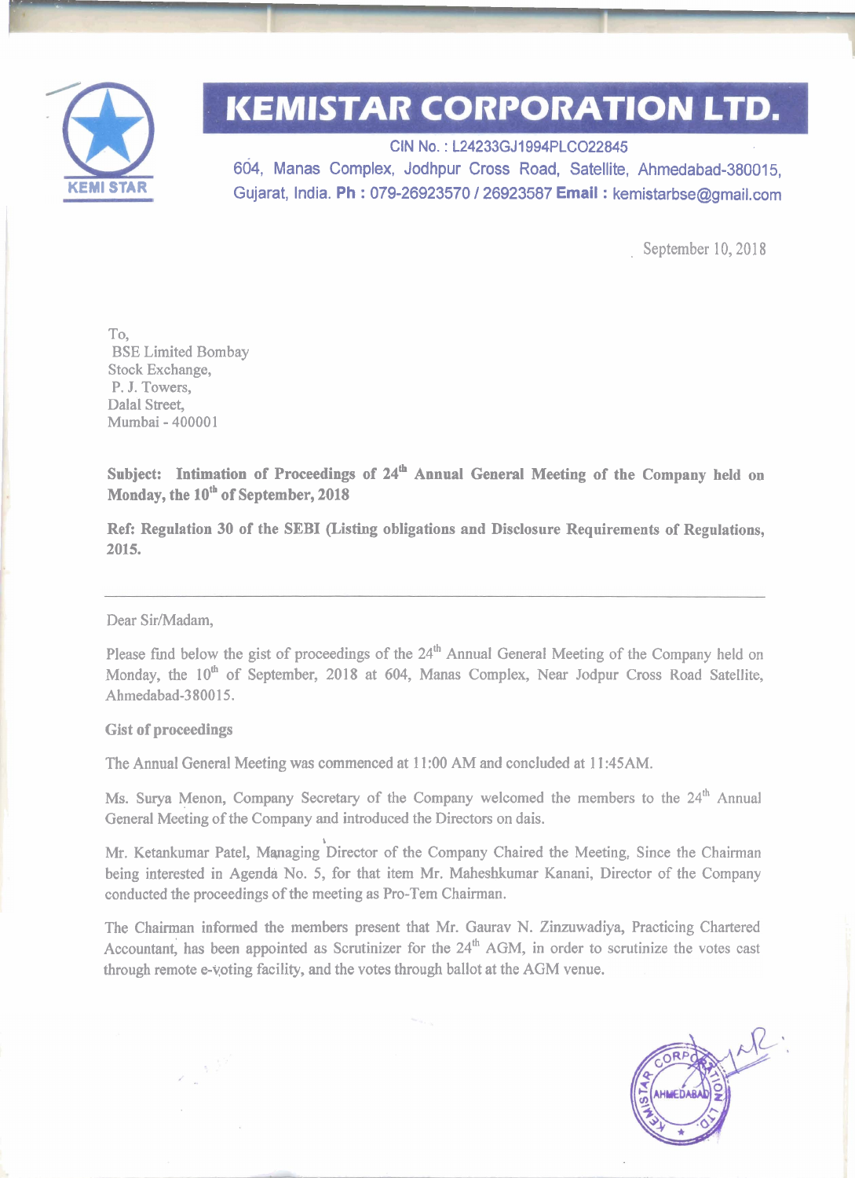# KEMISTAR CORPORATION LTD.

CIN No. : L24233GJ1994PLCO22845
604, Manas Complex, Jodhpur Cross Road, Satellite, Ahmedabad-380015, Gujarat, India. **Ph :** 079-26923570 / 26923587 **Email :** kemistarbse@gmail.com

September 10, 2018

To,
BSE Limited Bombay
Stock Exchange,
P. J. Towers,
Dalal Street,
Mumbai - 400001

**Subject: Intimation of Proceedings of 24th Annual General Meeting of the Company held on Monday, the 10th of September, 2018**

**Ref: Regulation 30 of the SEBI (Listing obligations and Disclosure Requirements of Regulations, 2015.**

---

Dear Sir/Madam,

Please find below the gist of proceedings of the 24th Annual General Meeting of the Company held on Monday, the 10th of September, 2018 at 604, Manas Complex, Near Jodpur Cross Road Satellite, Ahmedabad-380015.

**Gist of proceedings**

The Annual General Meeting was commenced at 11:00 AM and concluded at 11:45AM.

Ms. Surya Menon, Company Secretary of the Company welcomed the members to the 24th Annual General Meeting of the Company and introduced the Directors on dais.

Mr. Ketankumar Patel, Managing Director of the Company Chaired the Meeting, Since the Chairman being interested in Agenda No. 5, for that item Mr. Maheshkumar Kanani, Director of the Company conducted the proceedings of the meeting as Pro-Tem Chairman.

The Chairman informed the members present that Mr. Gaurav N. Zinzuwadiya, Practicing Chartered Accountant, has been appointed as Scrutinizer for the 24th AGM, in order to scrutinize the votes cast through remote e-voting facility, and the votes through ballot at the AGM venue.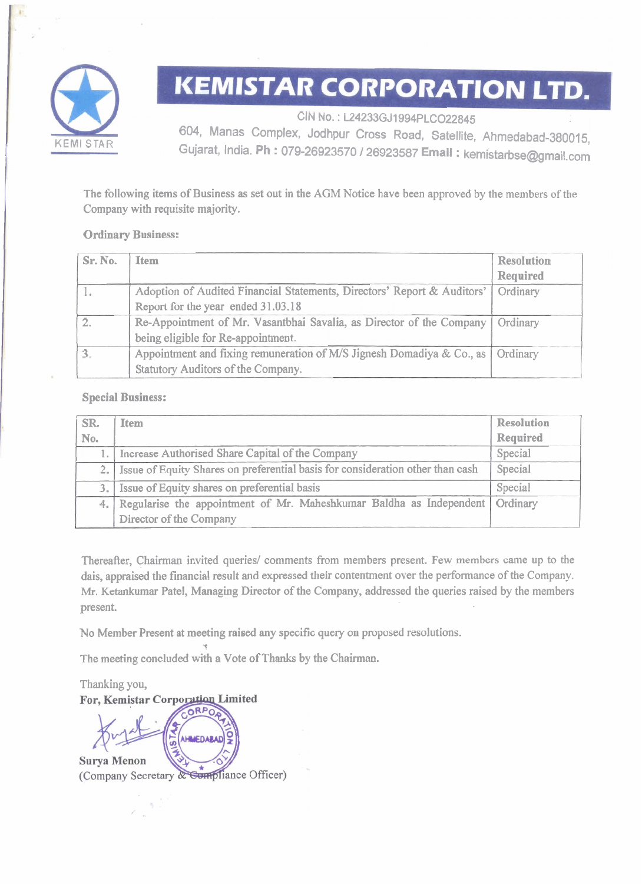# KEMISTAR CORPORATION LTD.

CIN No. : L24233GJ1994PLCO22845
604, Manas Complex, Jodhpur Cross Road, Satellite, Ahmedabad-380015, Gujarat, India. **Ph :** 079-26923570 / 26923587 **Email :** kemistarbse@gmail.com

The following items of Business as set out in the AGM Notice have been approved by the members of the Company with requisite majority.

**Ordinary Business:**

| Sr. No. | Item | Resolution Required |
|---|---|---|
| 1. | Adoption of Audited Financial Statements, Directors' Report & Auditors' Report for the year ended 31.03.18 | Ordinary |
| 2. | Re-Appointment of Mr. Vasantbhai Savalia, as Director of the Company being eligible for Re-appointment. | Ordinary |
| 3. | Appointment and fixing remuneration of M/S Jignesh Domadiya & Co., as Statutory Auditors of the Company. | Ordinary |

**Special Business:**

| SR. No. | Item | Resolution Required |
|---|---|---|
| 1. | Increase Authorised Share Capital of the Company | Special |
| 2. | Issue of Equity Shares on preferential basis for consideration other than cash | Special |
| 3. | Issue of Equity shares on preferential basis | Special |
| 4. | Regularise the appointment of Mr. Maheshkumar Baldha as Independent Director of the Company | Ordinary |

Thereafter, Chairman invited queries/ comments from members present. Few members came up to the dais, appraised the financial result and expressed their contentment over the performance of the Company. Mr. Ketankumar Patel, Managing Director of the Company, addressed the queries raised by the members present.

No Member Present at meeting raised any specific query on proposed resolutions.

The meeting concluded with a Vote of Thanks by the Chairman.

Thanking you,
**For, Kemistar Corporation Limited**

**Surya Menon**
(Company Secretary & Compliance Officer)